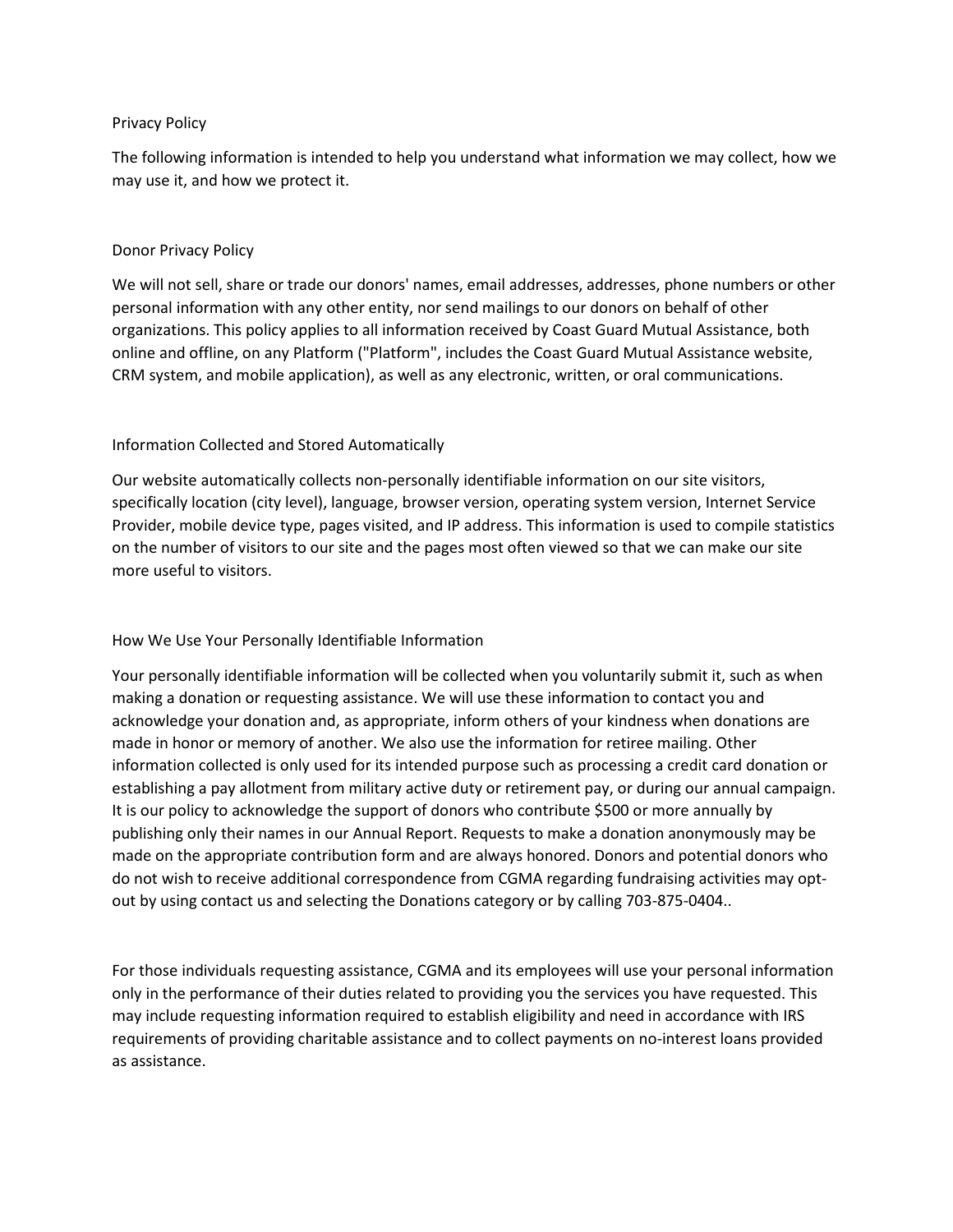# Privacy Policy

The following information is intended to help you understand what information we may collect, how we may use it, and how we protect it.

## Donor Privacy Policy

We will not sell, share or trade our donors' names, email addresses, addresses, phone numbers or other personal information with any other entity, nor send mailings to our donors on behalf of other organizations. This policy applies to all information received by Coast Guard Mutual Assistance, both online and offline, on any Platform ("Platform", includes the Coast Guard Mutual Assistance website, CRM system, and mobile application), as well as any electronic, written, or oral communications.

## Information Collected and Stored Automatically

Our website automatically collects non-personally identifiable information on our site visitors, specifically location (city level), language, browser version, operating system version, Internet Service Provider, mobile device type, pages visited, and IP address. This information is used to compile statistics on the number of visitors to our site and the pages most often viewed so that we can make our site more useful to visitors.

## How We Use Your Personally Identifiable Information

Your personally identifiable information will be collected when you voluntarily submit it, such as when making a donation or requesting assistance. We will use these information to contact you and acknowledge your donation and, as appropriate, inform others of your kindness when donations are made in honor or memory of another. We also use the information for retiree mailing. Other information collected is only used for its intended purpose such as processing a credit card donation or establishing a pay allotment from military active duty or retirement pay, or during our annual campaign. It is our policy to acknowledge the support of donors who contribute $500 or more annually by publishing only their names in our Annual Report. Requests to make a donation anonymously may be made on the appropriate contribution form and are always honored. Donors and potential donors who do not wish to receive additional correspondence from CGMA regarding fundraising activities may opt-out by using contact us and selecting the Donations category or by calling 703-875-0404..

For those individuals requesting assistance, CGMA and its employees will use your personal information only in the performance of their duties related to providing you the services you have requested. This may include requesting information required to establish eligibility and need in accordance with IRS requirements of providing charitable assistance and to collect payments on no-interest loans provided as assistance.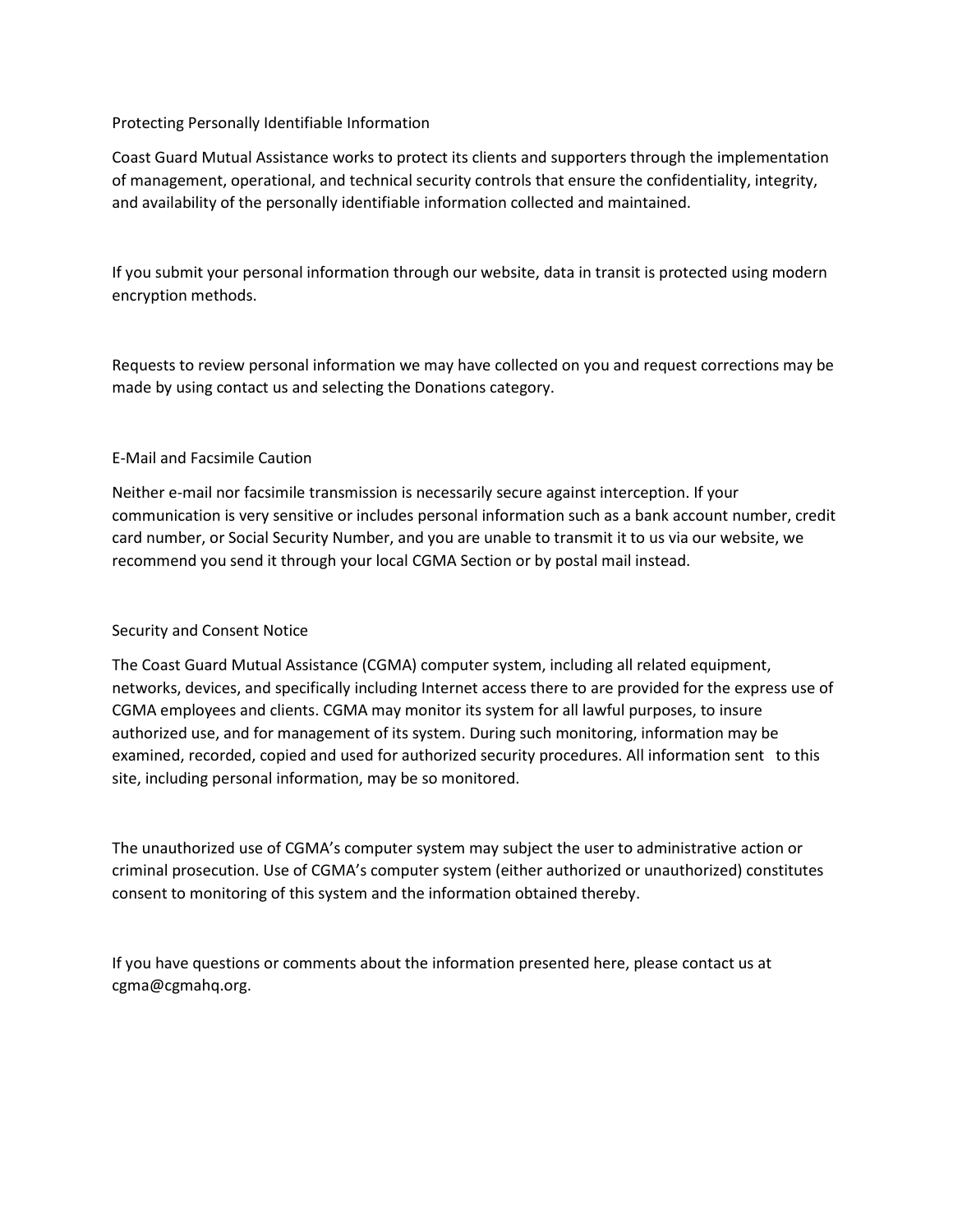## Protecting Personally Identifiable Information

Coast Guard Mutual Assistance works to protect its clients and supporters through the implementation of management, operational, and technical security controls that ensure the confidentiality, integrity, and availability of the personally identifiable information collected and maintained.

If you submit your personal information through our website, data in transit is protected using modern encryption methods.

Requests to review personal information we may have collected on you and request corrections may be made by using contact us and selecting the Donations category.

## E-Mail and Facsimile Caution

Neither e-mail nor facsimile transmission is necessarily secure against interception. If your communication is very sensitive or includes personal information such as a bank account number, credit card number, or Social Security Number, and you are unable to transmit it to us via our website, we recommend you send it through your local CGMA Section or by postal mail instead.

## Security and Consent Notice

The Coast Guard Mutual Assistance (CGMA) computer system, including all related equipment, networks, devices, and specifically including Internet access there to are provided for the express use of CGMA employees and clients. CGMA may monitor its system for all lawful purposes, to insure authorized use, and for management of its system. During such monitoring, information may be examined, recorded, copied and used for authorized security procedures. All information sent to this site, including personal information, may be so monitored.

The unauthorized use of CGMA's computer system may subject the user to administrative action or criminal prosecution. Use of CGMA's computer system (either authorized or unauthorized) constitutes consent to monitoring of this system and the information obtained thereby.

If you have questions or comments about the information presented here, please contact us at cgma@cgmahq.org.